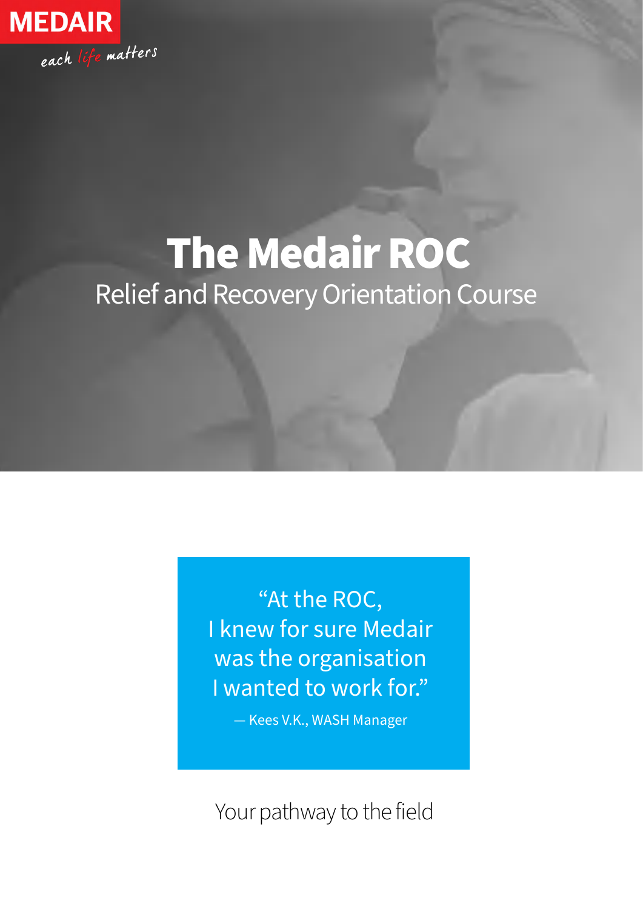MEDAIR

each life matters

# The Medair ROC

## Relief and Recovery Orientation Course

> "At the ROC,
> I knew for sure Medair
> was the organisation
> I wanted to work for."
>
> — Kees V.K., WASH Manager

Your pathway to the field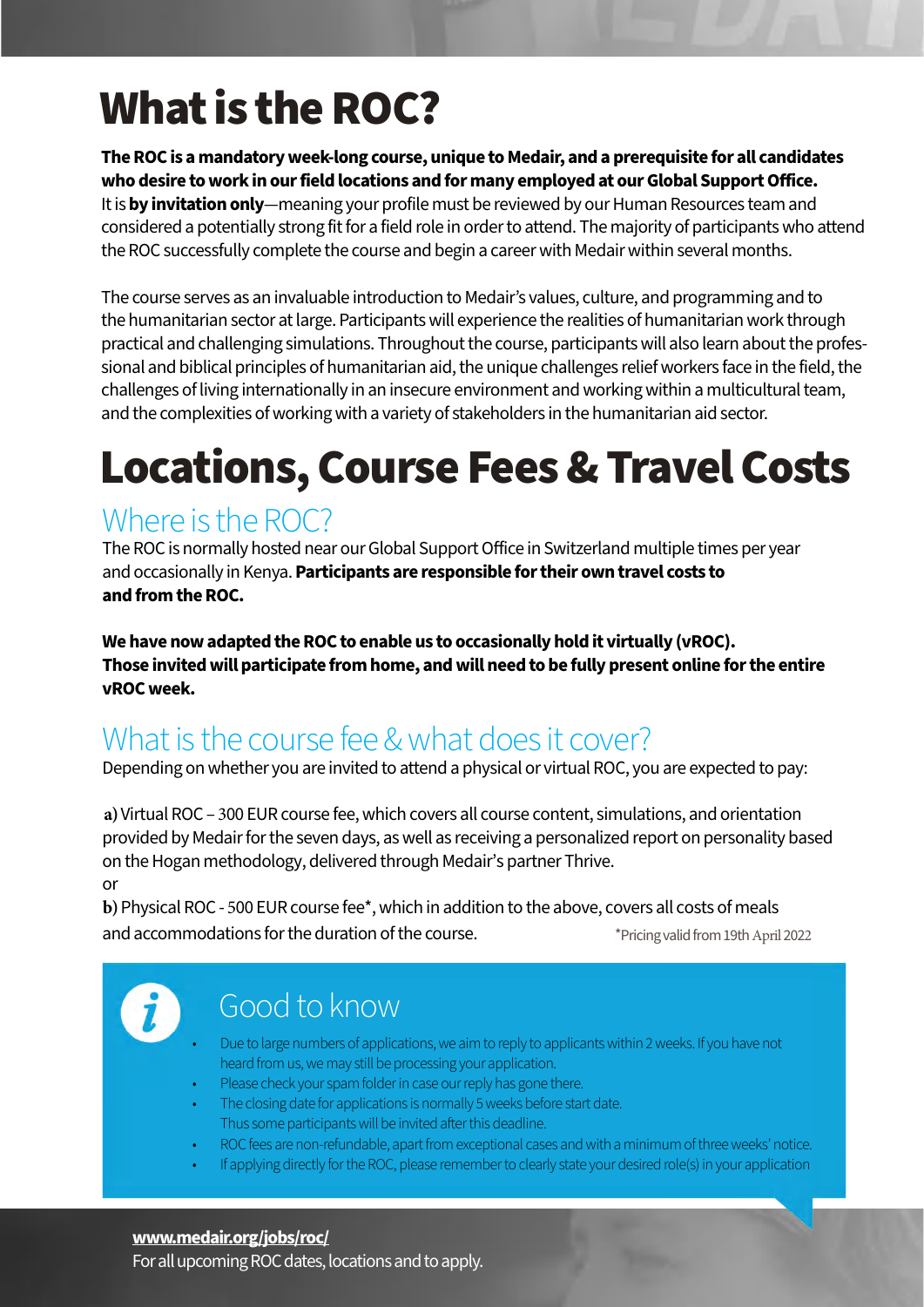# What is the ROC?

**The ROC is a mandatory week-long course, unique to Medair, and a prerequisite for all candidates who desire to work in our field locations and for many employed at our Global Support Office.** It is **by invitation only**—meaning your profile must be reviewed by our Human Resources team and considered a potentially strong fit for a field role in order to attend. The majority of participants who attend the ROC successfully complete the course and begin a career with Medair within several months.

The course serves as an invaluable introduction to Medair's values, culture, and programming and to the humanitarian sector at large. Participants will experience the realities of humanitarian work through practical and challenging simulations. Throughout the course, participants will also learn about the professional and biblical principles of humanitarian aid, the unique challenges relief workers face in the field, the challenges of living internationally in an insecure environment and working within a multicultural team, and the complexities of working with a variety of stakeholders in the humanitarian aid sector.

# Locations, Course Fees & Travel Costs

## Where is the ROC?

The ROC is normally hosted near our Global Support Office in Switzerland multiple times per year and occasionally in Kenya. **Participants are responsible for their own travel costs to and from the ROC.**

**We have now adapted the ROC to enable us to occasionally hold it virtually (vROC). Those invited will participate from home, and will need to be fully present online for the entire vROC week.**

## What is the course fee & what does it cover?

Depending on whether you are invited to attend a physical or virtual ROC, you are expected to pay:

**a)** Virtual ROC – 300 EUR course fee, which covers all course content, simulations, and orientation provided by Medair for the seven days, as well as receiving a personalized report on personality based on the Hogan methodology, delivered through Medair's partner Thrive.

or

**b)** Physical ROC - 500 EUR course fee*, which in addition to the above, covers all costs of meals and accommodations for the duration of the course.

*Pricing valid from 19th April 2022

## Good to know

- Due to large numbers of applications, we aim to reply to applicants within 2 weeks. If you have not heard from us, we may still be processing your application.
- Please check your spam folder in case our reply has gone there.
- The closing date for applications is normally 5 weeks before start date. Thus some participants will be invited after this deadline.
- ROC fees are non-refundable, apart from exceptional cases and with a minimum of three weeks' notice.
- If applying directly for the ROC, please remember to clearly state your desired role(s) in your application

**www.medair.org/jobs/roc/**
For all upcoming ROC dates, locations and to apply.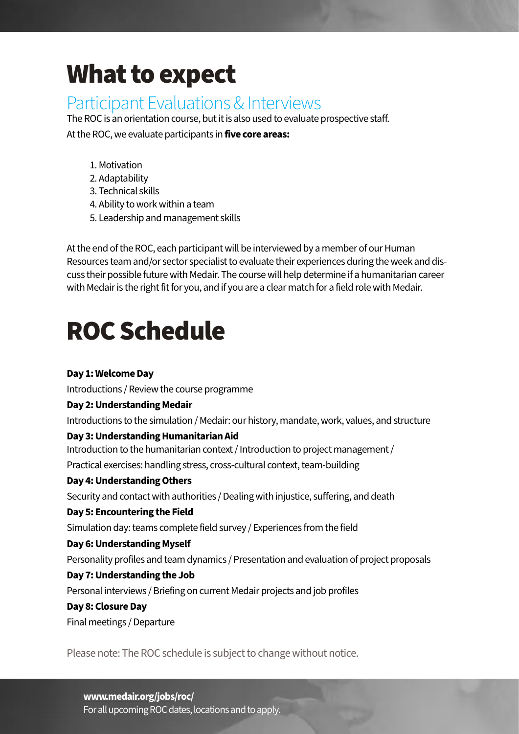# What to expect

## Participant Evaluations & Interviews

The ROC is an orientation course, but it is also used to evaluate prospective staff.

At the ROC, we evaluate participants in **five core areas:**

1. Motivation
2. Adaptability
3. Technical skills
4. Ability to work within a team
5. Leadership and management skills

At the end of the ROC, each participant will be interviewed by a member of our Human Resources team and/or sector specialist to evaluate their experiences during the week and discuss their possible future with Medair. The course will help determine if a humanitarian career with Medair is the right fit for you, and if you are a clear match for a field role with Medair.

# ROC Schedule

**Day 1: Welcome Day**

Introductions / Review the course programme

**Day 2: Understanding Medair**

Introductions to the simulation / Medair: our history, mandate, work, values, and structure

**Day 3: Understanding Humanitarian Aid**

Introduction to the humanitarian context / Introduction to project management / Practical exercises: handling stress, cross-cultural context, team-building

**Day 4: Understanding Others**

Security and contact with authorities / Dealing with injustice, suffering, and death

**Day 5: Encountering the Field**

Simulation day: teams complete field survey / Experiences from the field

**Day 6: Understanding Myself**

Personality profiles and team dynamics / Presentation and evaluation of project proposals

**Day 7: Understanding the Job**

Personal interviews / Briefing on current Medair projects and job profiles

**Day 8: Closure Day**

Final meetings / Departure

Please note: The ROC schedule is subject to change without notice.

**www.medair.org/jobs/roc/**
For all upcoming ROC dates, locations and to apply.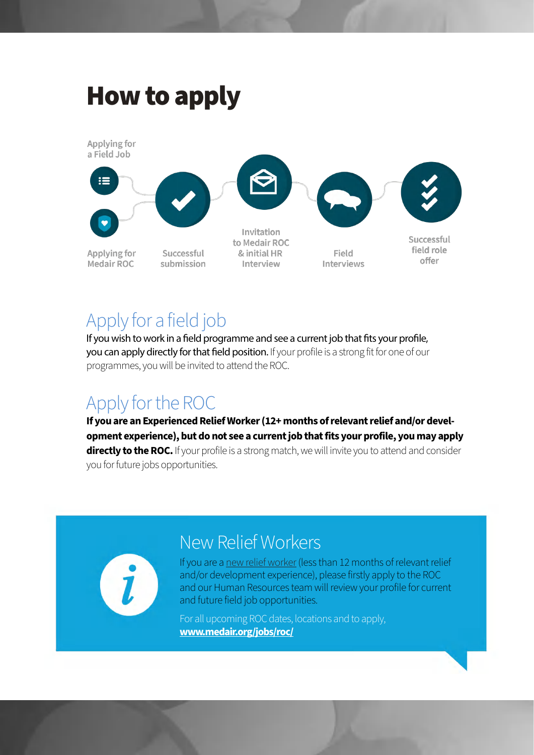# How to apply

Applying for a Field Job

Applying for Medair ROC

Successful submission

Invitation to Medair ROC & initial HR Interview

Field Interviews

Successful field role offer

## Apply for a field job

**If you wish to work in a field programme and see a current job that fits your profile, you can apply directly for that field position.** If your profile is a strong fit for one of our programmes, you will be invited to attend the ROC.

## Apply for the ROC

**If you are an Experienced Relief Worker (12+ months of relevant relief and/or development experience), but do not see a current job that fits your profile, you may apply directly to the ROC.** If your profile is a strong match, we will invite you to attend and consider you for future jobs opportunities.

### New Relief Workers

If you are a new relief worker (less than 12 months of relevant relief and/or development experience), please firstly apply to the ROC and our Human Resources team will review your profile for current and future field job opportunities.

For all upcoming ROC dates, locations and to apply, **www.medair.org/jobs/roc/**